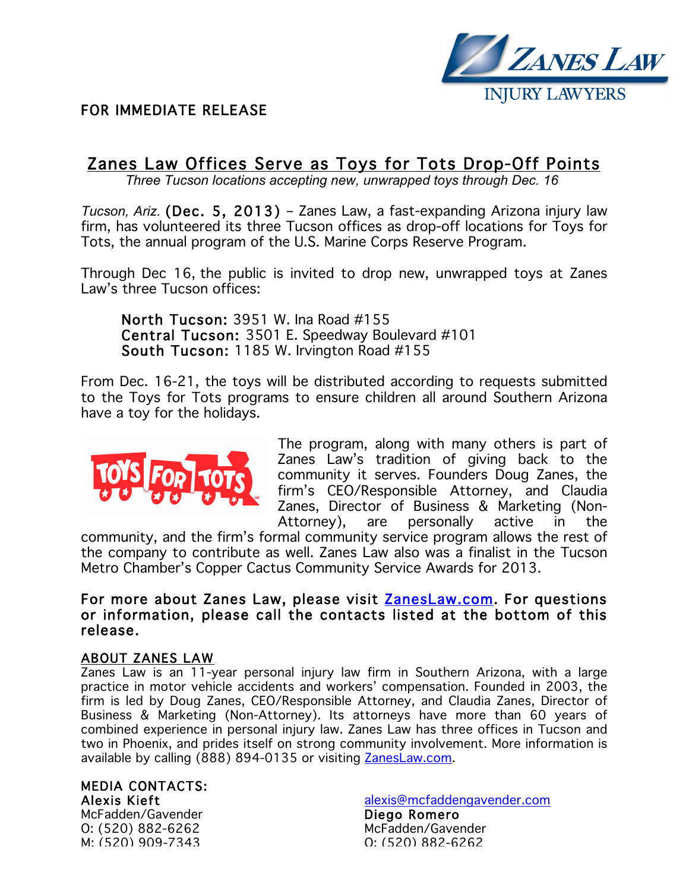FOR IMMEDIATE RELEASE

# Zanes Law Offices Serve as Toys for Tots Drop-Off Points

*Three Tucson locations accepting new, unwrapped toys through Dec. 16*

*Tucson, Ariz.* (Dec. 5, 2013) – Zanes Law, a fast-expanding Arizona injury law firm, has volunteered its three Tucson offices as drop-off locations for Toys for Tots, the annual program of the U.S. Marine Corps Reserve Program.

Through Dec 16, the public is invited to drop new, unwrapped toys at Zanes Law's three Tucson offices:

**North Tucson:** 3951 W. Ina Road #155
**Central Tucson:** 3501 E. Speedway Boulevard #101
**South Tucson:** 1185 W. Irvington Road #155

From Dec. 16-21, the toys will be distributed according to requests submitted to the Toys for Tots programs to ensure children all around Southern Arizona have a toy for the holidays.

The program, along with many others is part of Zanes Law's tradition of giving back to the community it serves. Founders Doug Zanes, the firm's CEO/Responsible Attorney, and Claudia Zanes, Director of Business & Marketing (Non-Attorney), are personally active in the community, and the firm's formal community service program allows the rest of the company to contribute as well. Zanes Law also was a finalist in the Tucson Metro Chamber's Copper Cactus Community Service Awards for 2013.

**For more about Zanes Law, please visit [ZanesLaw.com](ZanesLaw.com). For questions or information, please call the contacts listed at the bottom of this release.**

## ABOUT ZANES LAW

Zanes Law is an 11-year personal injury law firm in Southern Arizona, with a large practice in motor vehicle accidents and workers' compensation. Founded in 2003, the firm is led by Doug Zanes, CEO/Responsible Attorney, and Claudia Zanes, Director of Business & Marketing (Non-Attorney). Its attorneys have more than 60 years of combined experience in personal injury law. Zanes Law has three offices in Tucson and two in Phoenix, and prides itself on strong community involvement. More information is available by calling (888) 894-0135 or visiting [ZanesLaw.com](ZanesLaw.com).

## MEDIA CONTACTS:

**Alexis Kieft**
McFadden/Gavender
O: (520) 882-6262
M: (520) 909-7343
alexis@mcfaddengavender.com

**Diego Romero**
McFadden/Gavender
O: (520) 882-6262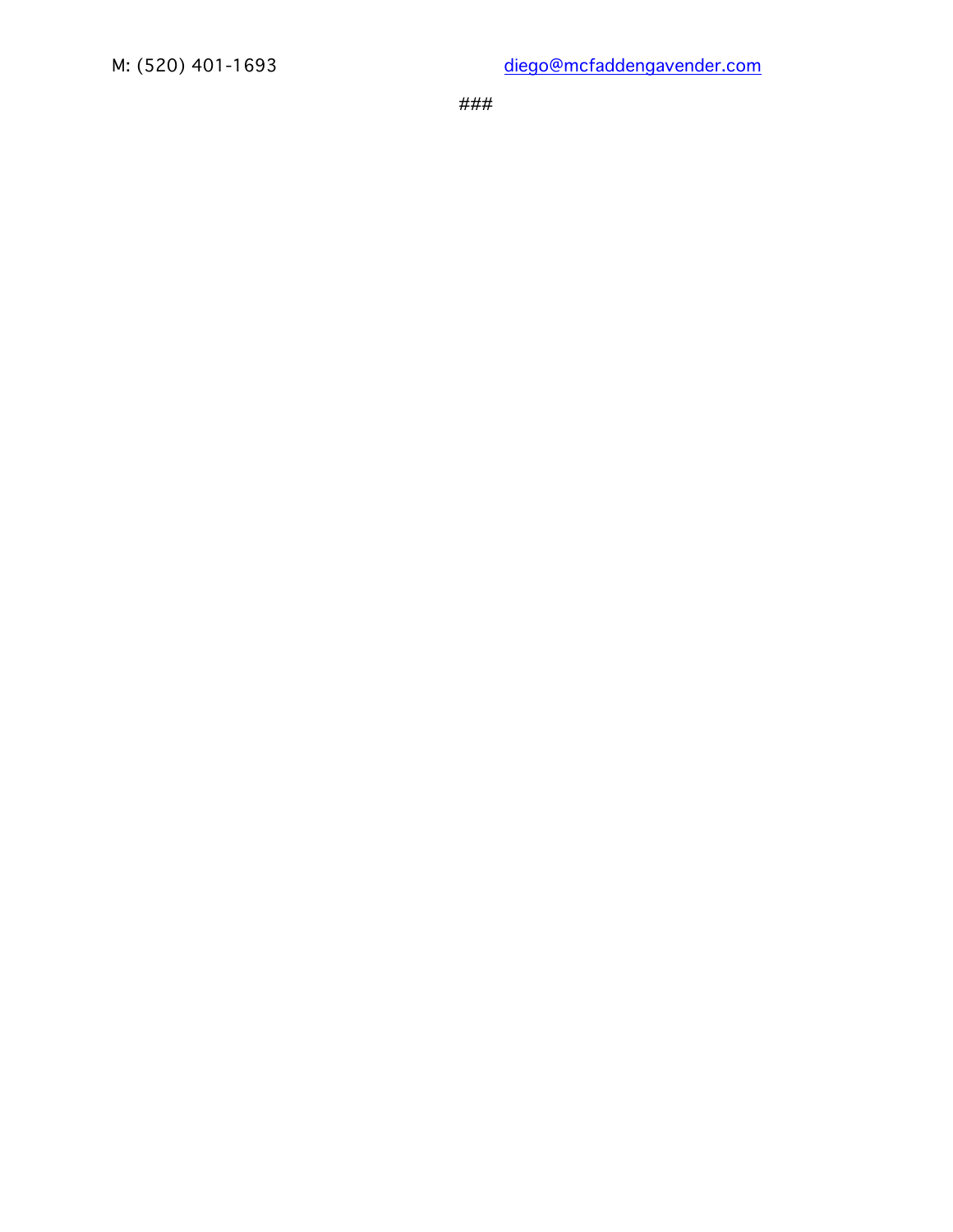M: (520) 401-1693 diego@mcfaddengavender.com

###